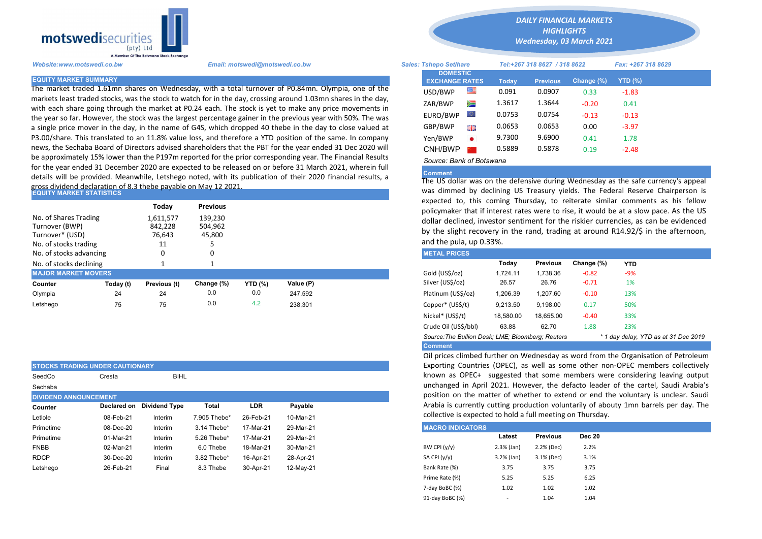motswedisecurities (pty) Ltd
A Member Of The Botswana Stock Exchange

## DAILY FINANCIAL MARKETS HIGHLIGHTS
### Wednesday, 03 March 2021

Website:www.motswedi.co.bw | Email: motswedi@motswedi.co.bw | Sales: Tshepo Setlhare | Tel:+267 318 8627 / 318 8622 | Fax: +267 318 8629

## EQUITY MARKET SUMMARY

The market traded 1.61mn shares on Wednesday, with a total turnover of P0.84mn. Olympia, one of the markets least traded stocks, was the stock to watch for in the day, crossing around 1.03mn shares in the day, with each share going through the market at P0.24 each. The stock is yet to make any price movements in the year so far. However, the stock was the largest percentage gainer in the previous year with 50%. The was a single price mover in the day, in the name of G4S, which dropped 40 thebe in the day to close valued at P3.00/share. This translated to an 11.8% value loss, and therefore a YTD position of the same. In company news, the Sechaba Board of Directors advised shareholders that the PBT for the year ended 31 Dec 2020 will be approximately 15% lower than the P197m reported for the prior corresponding year. The Financial Results for the year ended 31 December 2020 are expected to be released on or before 31 March 2021, wherein full details will be provided. Meanwhile, Letshego noted, with its publication of their 2020 financial results, a gross dividend declaration of 8.3 thebe payable on May 12 2021.

## EQUITY MARKET STATISTICS

| | Today | Previous |
|---|---|---|
| No. of Shares Trading | 1,611,577 | 139,230 |
| Turnover (BWP) | 842,228 | 504,962 |
| Turnover* (USD) | 76,643 | 45,800 |
| No. of stocks trading | 11 | 5 |
| No. of stocks advancing | 0 | 0 |
| No. of stocks declining | 1 | 1 |

## MAJOR MARKET MOVERS

| Counter | Today (t) | Previous (t) | Change (%) | YTD (%) | Value (P) |
|---|---|---|---|---|---|
| Olympia | 24 | 24 | 0.0 | 0.0 | 247,592 |
| Letshego | 75 | 75 | 0.0 | 4.2 | 238,301 |

## STOCKS TRADING UNDER CAUTIONARY

| | | |
|---|---|---|
| SeedCo | Cresta | BIHL |
| Sechaba | | |

## DIVIDEND ANNOUNCEMENT

| Counter | Declared on | Dividend Type | Total | LDR | Payable |
|---|---|---|---|---|---|
| Letlole | 08-Feb-21 | Interim | 7.905 Thebe* | 26-Feb-21 | 10-Mar-21 |
| Primetime | 08-Dec-20 | Interim | 3.14 Thebe* | 17-Mar-21 | 29-Mar-21 |
| Primetime | 01-Mar-21 | Interim | 5.26 Thebe* | 17-Mar-21 | 29-Mar-21 |
| FNBB | 02-Mar-21 | Interim | 6.0 Thebe | 18-Mar-21 | 30-Mar-21 |
| RDCP | 30-Dec-20 | Interim | 3.82 Thebe* | 16-Apr-21 | 28-Apr-21 |
| Letshego | 26-Feb-21 | Final | 8.3 Thebe | 30-Apr-21 | 12-May-21 |

## DOMESTIC EXCHANGE RATES

| DOMESTIC EXCHANGE RATES | Today | Previous | Change (%) | YTD (%) |
|---|---|---|---|---|
| USD/BWP | 0.091 | 0.0907 | 0.33 | -1.83 |
| ZAR/BWP | 1.3617 | 1.3644 | -0.20 | 0.41 |
| EURO/BWP | 0.0753 | 0.0754 | -0.13 | -0.13 |
| GBP/BWP | 0.0653 | 0.0653 | 0.00 | -3.97 |
| Yen/BWP | 9.7300 | 9.6900 | 0.41 | 1.78 |
| CNH/BWP | 0.5889 | 0.5878 | 0.19 | -2.48 |

*Source: Bank of Botswana*

**Comment**

The US dollar was on the defensive during Wednesday as the safe currency's appeal was dimmed by declining US Treasury yields. The Federal Reserve Chairperson is expected to, this coming Thursday, to reiterate similar comments as his fellow policymaker that if interest rates were to rise, it would be at a slow pace. As the US dollar declined, investor sentiment for the riskier currencies, as can be evidenced by the slight recovery in the rand, trading at around R14.92/$ in the afternoon, and the pula, up 0.33%.

## METAL PRICES

| | Today | Previous | Change (%) | YTD |
|---|---|---|---|---|
| Gold (US$/oz) | 1,724.11 | 1,738.36 | -0.82 | -9% |
| Silver (US$/oz) | 26.57 | 26.76 | -0.71 | 1% |
| Platinum (US$/oz) | 1,206.39 | 1,207.60 | -0.10 | 13% |
| Copper* (US$/t) | 9,213.50 | 9,198.00 | 0.17 | 50% |
| Nickel* (US$/t) | 18,580.00 | 18,655.00 | -0.40 | 33% |
| Crude Oil (US$/bbl) | 63.88 | 62.70 | 1.88 | 23% |

*Source:The Bullion Desk; LME; Bloomberg; Reuters* — *\* 1 day delay, YTD as at 31 Dec 2019*

**Comment**

Oil prices climbed further on Wednesday as word from the Organisation of Petroleum Exporting Countries (OPEC), as well as some other non-OPEC members collectively known as OPEC+ suggested that some members were considering leaving output unchanged in April 2021. However, the defacto leader of the cartel, Saudi Arabia's position on the matter of whether to extend or end the voluntary is unclear. Saudi Arabia is currently cutting production voluntarily of abouty 1mn barrels per day. The collective is expected to hold a full meeting on Thursday.

## MACRO INDICATORS

| | Latest | Previous | Dec 20 |
|---|---|---|---|
| BW CPI (y/y) | 2.3% (Jan) | 2.2% (Dec) | 2.2% |
| SA CPI (y/y) | 3.2% (Jan) | 3.1% (Dec) | 3.1% |
| Bank Rate (%) | 3.75 | 3.75 | 3.75 |
| Prime Rate (%) | 5.25 | 5.25 | 6.25 |
| 7-day BoBC (%) | 1.02 | 1.02 | 1.02 |
| 91-day BoBC (%) | - | 1.04 | 1.04 |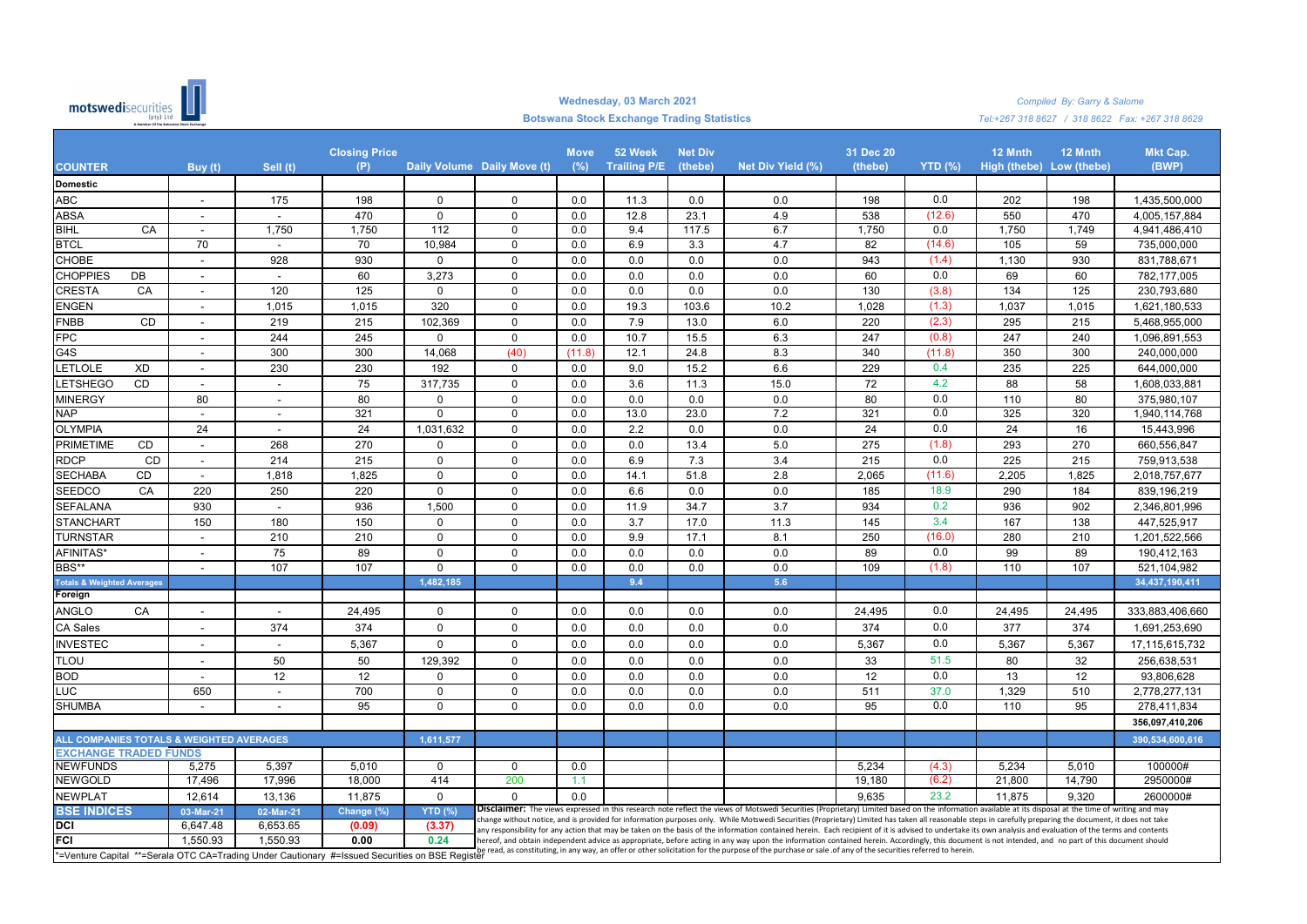motswedisecurities (pty) Ltd
A Member Of The Botswana Stock Exchange

**Wednesday, 03 March 2021**

**Botswana Stock Exchange Trading Statistics**

*Compiled By: Garry & Salome*

*Tel:+267 318 8627 / 318 8622 Fax: +267 318 8629*

| COUNTER | | Buy (t) | Sell (t) | Closing Price (P) | Daily Volume | Daily Move (t) | Move (%) | 52 Week Trailing P/E | Net Div (thebe) | Net Div Yield (%) | 31 Dec 20 (thebe) | YTD (%) | 12 Mnth High (thebe) | 12 Mnth Low (thebe) | Mkt Cap. (BWP) |
|---|---|---|---|---|---|---|---|---|---|---|---|---|---|---|---|
| **Domestic** | | | | | | | | | | | | | | | |
| ABC | | - | 175 | 198 | 0 | 0 | 0.0 | 11.3 | 0.0 | 0.0 | 198 | 0.0 | 202 | 198 | 1,435,500,000 |
| ABSA | | - | - | 470 | 0 | 0 | 0.0 | 12.8 | 23.1 | 4.9 | 538 | (12.6) | 550 | 470 | 4,005,157,884 |
| BIHL | CA | - | 1,750 | 1,750 | 112 | 0 | 0.0 | 9.4 | 117.5 | 6.7 | 1,750 | 0.0 | 1,750 | 1,749 | 4,941,486,410 |
| BTCL | | 70 | - | 70 | 10,984 | 0 | 0.0 | 6.9 | 3.3 | 4.7 | 82 | (14.6) | 105 | 59 | 735,000,000 |
| CHOBE | | - | 928 | 930 | 0 | 0 | 0.0 | 0.0 | 0.0 | 0.0 | 943 | (1.4) | 1,130 | 930 | 831,788,671 |
| CHOPPIES | DB | - | - | 60 | 3,273 | 0 | 0.0 | 0.0 | 0.0 | 0.0 | 60 | 0.0 | 69 | 60 | 782,177,005 |
| CRESTA | CA | - | 120 | 125 | 0 | 0 | 0.0 | 0.0 | 0.0 | 0.0 | 130 | (3.8) | 134 | 125 | 230,793,680 |
| ENGEN | | - | 1,015 | 1,015 | 320 | 0 | 0.0 | 19.3 | 103.6 | 10.2 | 1,028 | (1.3) | 1,037 | 1,015 | 1,621,180,533 |
| FNBB | CD | - | 219 | 215 | 102,369 | 0 | 0.0 | 7.9 | 13.0 | 6.0 | 220 | (2.3) | 295 | 215 | 5,468,955,000 |
| FPC | | - | 244 | 245 | 0 | 0 | 0.0 | 10.7 | 15.5 | 6.3 | 247 | (0.8) | 247 | 240 | 1,096,891,553 |
| G4S | | - | 300 | 300 | 14,068 | (40) | (11.8) | 12.1 | 24.8 | 8.3 | 340 | (11.8) | 350 | 300 | 240,000,000 |
| LETLOLE | XD | - | 230 | 230 | 192 | 0 | 0.0 | 9.0 | 15.2 | 6.6 | 229 | 0.4 | 235 | 225 | 644,000,000 |
| LETSHEGO | CD | - | - | 75 | 317,735 | 0 | 0.0 | 3.6 | 11.3 | 15.0 | 72 | 4.2 | 88 | 58 | 1,608,033,881 |
| MINERGY | | 80 | - | 80 | 0 | 0 | 0.0 | 0.0 | 0.0 | 0.0 | 80 | 0.0 | 110 | 80 | 375,980,107 |
| NAP | | - | - | 321 | 0 | 0 | 0.0 | 13.0 | 23.0 | 7.2 | 321 | 0.0 | 325 | 320 | 1,940,114,768 |
| OLYMPIA | | 24 | - | 24 | 1,031,632 | 0 | 0.0 | 2.2 | 0.0 | 0.0 | 24 | 0.0 | 24 | 16 | 15,443,996 |
| PRIMETIME | CD | - | 268 | 270 | 0 | 0 | 0.0 | 0.0 | 13.4 | 5.0 | 275 | (1.8) | 293 | 270 | 660,556,847 |
| RDCP | CD | - | 214 | 215 | 0 | 0 | 0.0 | 6.9 | 7.3 | 3.4 | 215 | 0.0 | 225 | 215 | 759,913,538 |
| SECHABA | CD | - | 1,818 | 1,825 | 0 | 0 | 0.0 | 14.1 | 51.8 | 2.8 | 2,065 | (11.6) | 2,205 | 1,825 | 2,018,757,677 |
| SEEDCO | CA | 220 | 250 | 220 | 0 | 0 | 0.0 | 6.6 | 0.0 | 0.0 | 185 | 18.9 | 290 | 184 | 839,196,219 |
| SEFALANA | | 930 | - | 936 | 1,500 | 0 | 0.0 | 11.9 | 34.7 | 3.7 | 934 | 0.2 | 936 | 902 | 2,346,801,996 |
| STANCHART | | 150 | 180 | 150 | 0 | 0 | 0.0 | 3.7 | 17.0 | 11.3 | 145 | 3.4 | 167 | 138 | 447,525,917 |
| TURNSTAR | | - | 210 | 210 | 0 | 0 | 0.0 | 9.9 | 17.1 | 8.1 | 250 | (16.0) | 280 | 210 | 1,201,522,566 |
| AFINITAS* | | - | 75 | 89 | 0 | 0 | 0.0 | 0.0 | 0.0 | 0.0 | 89 | 0.0 | 99 | 89 | 190,412,163 |
| BBS** | | - | 107 | 107 | 0 | 0 | 0.0 | 0.0 | 0.0 | 0.0 | 109 | (1.8) | 110 | 107 | 521,104,982 |
| **Totals & Weighted Averages** | | | | | 1,482,185 | | | 9.4 | | 5.6 | | | | | 34,437,190,411 |
| **Foreign** | | | | | | | | | | | | | | | |
| ANGLO | CA | - | - | 24,495 | 0 | 0 | 0.0 | 0.0 | 0.0 | 0.0 | 24,495 | 0.0 | 24,495 | 24,495 | 333,883,406,660 |
| CA Sales | | - | 374 | 374 | 0 | 0 | 0.0 | 0.0 | 0.0 | 0.0 | 374 | 0.0 | 377 | 374 | 1,691,253,690 |
| INVESTEC | | - | - | 5,367 | 0 | 0 | 0.0 | 0.0 | 0.0 | 0.0 | 5,367 | 0.0 | 5,367 | 5,367 | 17,115,615,732 |
| TLOU | | - | 50 | 50 | 129,392 | 0 | 0.0 | 0.0 | 0.0 | 0.0 | 33 | 51.5 | 80 | 32 | 256,638,531 |
| BOD | | - | 12 | 12 | 0 | 0 | 0.0 | 0.0 | 0.0 | 0.0 | 12 | 0.0 | 13 | 12 | 93,806,628 |
| LUC | | 650 | - | 700 | 0 | 0 | 0.0 | 0.0 | 0.0 | 0.0 | 511 | 37.0 | 1,329 | 510 | 2,778,277,131 |
| SHUMBA | | - | - | 95 | 0 | 0 | 0.0 | 0.0 | 0.0 | 0.0 | 95 | 0.0 | 110 | 95 | 278,411,834 |
| | | | | | | | | | | | | | | | 356,097,410,206 |
| **ALL COMPANIES TOTALS & WEIGHTED AVERAGES** | | | | | 1,611,577 | | | | | | | | | | 390,534,600,616 |
| **EXCHANGE TRADED FUNDS** | | | | | | | | | | | | | | | |
| NEWFUNDS | | 5,275 | 5,397 | 5,010 | 0 | 0 | 0.0 | | | | 5,234 | (4.3) | 5,234 | 5,010 | 100000# |
| NEWGOLD | | 17,496 | 17,996 | 18,000 | 414 | 200 | 1.1 | | | | 19,180 | (6.2) | 21,800 | 14,790 | 2950000# |
| NEWPLAT | | 12,614 | 13,136 | 11,875 | 0 | 0 | 0.0 | | | | 9,635 | 23.2 | 11,875 | 9,320 | 2600000# |

| BSE INDICES | 03-Mar-21 | 02-Mar-21 | Change (%) | YTD (%) |
|---|---|---|---|---|
| DCI | 6,647.48 | 6,653.65 | (0.09) | (3.37) |
| FCI | 1,550.93 | 1,550.93 | 0.00 | 0.24 |

*=Venture Capital **=Serala OTC CA=Trading Under Cautionary #=Issued Securities on BSE Register

**Disclaimer:** The views expressed in this research note reflect the views of Motswedi Securities (Proprietary) Limited based on the information available at its disposal at the time of writing and may change without notice, and is provided for information purposes only. While Motswedi Securities (Proprietary) Limited has taken all reasonable steps in carefully preparing the document, it does not take any responsibility for any action that may be taken on the basis of the information contained herein. Each recipient of it is advised to undertake its own analysis and evaluation of the terms and contents hereof, and obtain independent advice as appropriate, before acting in any way upon the information contained herein. Accordingly, this document is not intended, and no part of this document should be read, as constituting, in any way, an offer or other solicitation for the purpose of the purchase or sale .of any of the securities referred to herein.